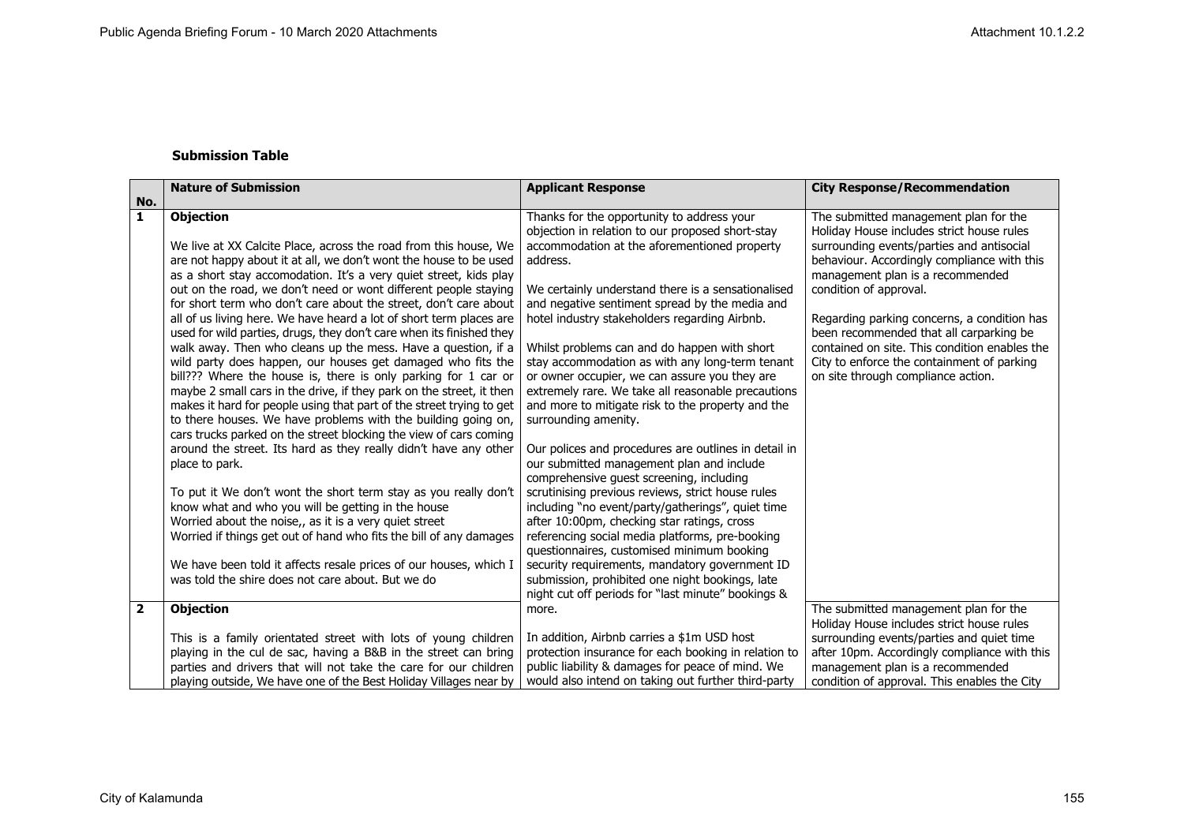**Submission Table**

| No. | Nature of Submission | Applicant Response | City Response/Recommendation |
|---|---|---|---|
| 1 | **Objection**<br><br>We live at XX Calcite Place, across the road from this house, We are not happy about it at all, we don't wont the house to be used as a short stay accomodation. It's a very quiet street, kids play out on the road, we don't need or wont different people staying for short term who don't care about the street, don't care about all of us living here. We have heard a lot of short term places are used for wild parties, drugs, they don't care when its finished they walk away. Then who cleans up the mess. Have a question, if a wild party does happen, our houses get damaged who fits the bill??? Where the house is, there is only parking for 1 car or maybe 2 small cars in the drive, if they park on the street, it then makes it hard for people using that part of the street trying to get to there houses. We have problems with the building going on, cars trucks parked on the street blocking the view of cars coming around the street. Its hard as they really didn't have any other place to park.<br><br>To put it We don't wont the short term stay as you really don't know what and who you will be getting in the house<br>Worried about the noise,, as it is a very quiet street<br>Worried if things get out of hand who fits the bill of any damages<br><br>We have been told it affects resale prices of our houses, which I was told the shire does not care about. But we do | Thanks for the opportunity to address your objection in relation to our proposed short-stay accommodation at the aforementioned property address.<br><br>We certainly understand there is a sensationalised and negative sentiment spread by the media and hotel industry stakeholders regarding Airbnb.<br><br>Whilst problems can and do happen with short stay accommodation as with any long-term tenant or owner occupier, we can assure you they are extremely rare. We take all reasonable precautions and more to mitigate risk to the property and the surrounding amenity.<br><br>Our polices and procedures are outlines in detail in our submitted management plan and include comprehensive guest screening, including scrutinising previous reviews, strict house rules including "no event/party/gatherings", quiet time after 10:00pm, checking star ratings, cross referencing social media platforms, pre-booking questionnaires, customised minimum booking security requirements, mandatory government ID submission, prohibited one night bookings, late night cut off periods for "last minute" bookings & more.<br><br>In addition, Airbnb carries a $1m USD host protection insurance for each booking in relation to public liability & damages for peace of mind. We would also intend on taking out further third-party | The submitted management plan for the Holiday House includes strict house rules surrounding events/parties and antisocial behaviour. Accordingly compliance with this management plan is a recommended condition of approval.<br><br>Regarding parking concerns, a condition has been recommended that all carparking be contained on site. This condition enables the City to enforce the containment of parking on site through compliance action. |
| 2 | **Objection**<br><br>This is a family orientated street with lots of young children playing in the cul de sac, having a B&B in the street can bring parties and drivers that will not take the care for our children playing outside, We have one of the Best Holiday Villages near by | | The submitted management plan for the Holiday House includes strict house rules surrounding events/parties and quiet time after 10pm. Accordingly compliance with this management plan is a recommended condition of approval. This enables the City |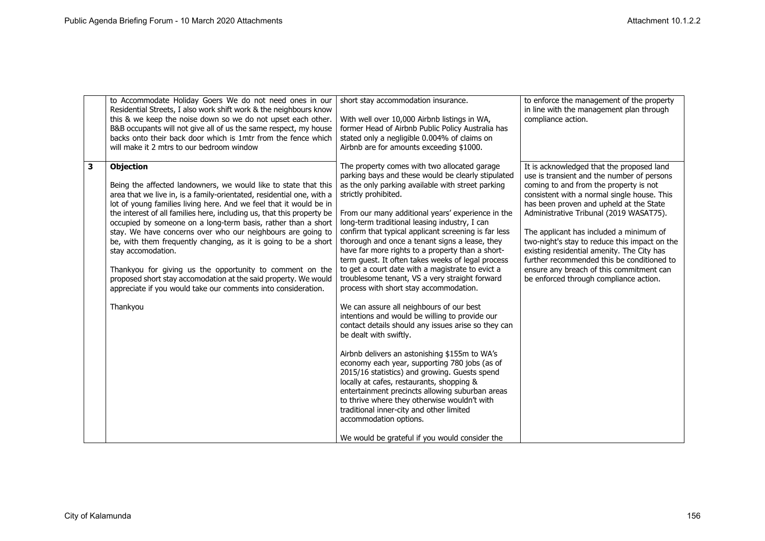| | | | |
|---|---|---|---|
| | to Accommodate Holiday Goers We do not need ones in our Residential Streets, I also work shift work & the neighbours know this & we keep the noise down so we do not upset each other. B&B occupants will not give all of us the same respect, my house backs onto their back door which is 1mtr from the fence which will make it 2 mtrs to our bedroom window | short stay accommodation insurance.<br><br>With well over 10,000 Airbnb listings in WA, former Head of Airbnb Public Policy Australia has stated only a negligible 0.004% of claims on Airbnb are for amounts exceeding $1000. | to enforce the management of the property in line with the management plan through compliance action. |
| **3** | **Objection**<br><br>Being the affected landowners, we would like to state that this area that we live in, is a family-orientated, residential one, with a lot of young families living here. And we feel that it would be in the interest of all families here, including us, that this property be occupied by someone on a long-term basis, rather than a short stay. We have concerns over who our neighbours are going to be, with them frequently changing, as it is going to be a short stay accomodation.<br><br>Thankyou for giving us the opportunity to comment on the proposed short stay accomodation at the said property. We would appreciate if you would take our comments into consideration.<br><br>Thankyou | The property comes with two allocated garage parking bays and these would be clearly stipulated as the only parking available with street parking strictly prohibited.<br><br>From our many additional years' experience in the long-term traditional leasing industry, I can confirm that typical applicant screening is far less thorough and once a tenant signs a lease, they have far more rights to a property than a short-term guest. It often takes weeks of legal process to get a court date with a magistrate to evict a troublesome tenant, VS a very straight forward process with short stay accommodation.<br><br>We can assure all neighbours of our best intentions and would be willing to provide our contact details should any issues arise so they can be dealt with swiftly.<br><br>Airbnb delivers an astonishing $155m to WA's economy each year, supporting 780 jobs (as of 2015/16 statistics) and growing. Guests spend locally at cafes, restaurants, shopping & entertainment precincts allowing suburban areas to thrive where they otherwise wouldn't with traditional inner-city and other limited accommodation options.<br><br>We would be grateful if you would consider the | It is acknowledged that the proposed land use is transient and the number of persons coming to and from the property is not consistent with a normal single house. This has been proven and upheld at the State Administrative Tribunal (2019 WASAT75).<br><br>The applicant has included a minimum of two-night's stay to reduce this impact on the existing residential amenity. The City has further recommended this be conditioned to ensure any breach of this commitment can be enforced through compliance action. |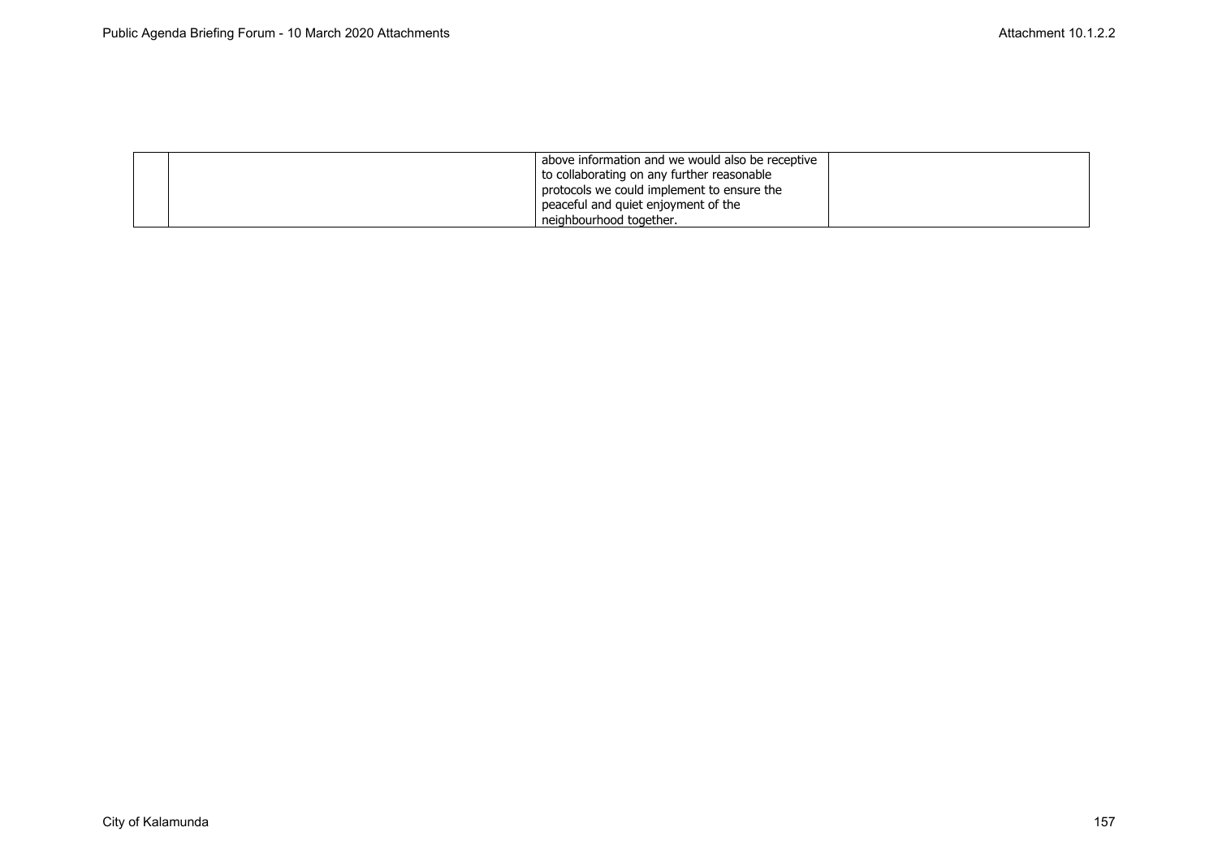| | | | |
|---|---|---|---|
| | | above information and we would also be receptive to collaborating on any further reasonable protocols we could implement to ensure the peaceful and quiet enjoyment of the neighbourhood together. | |